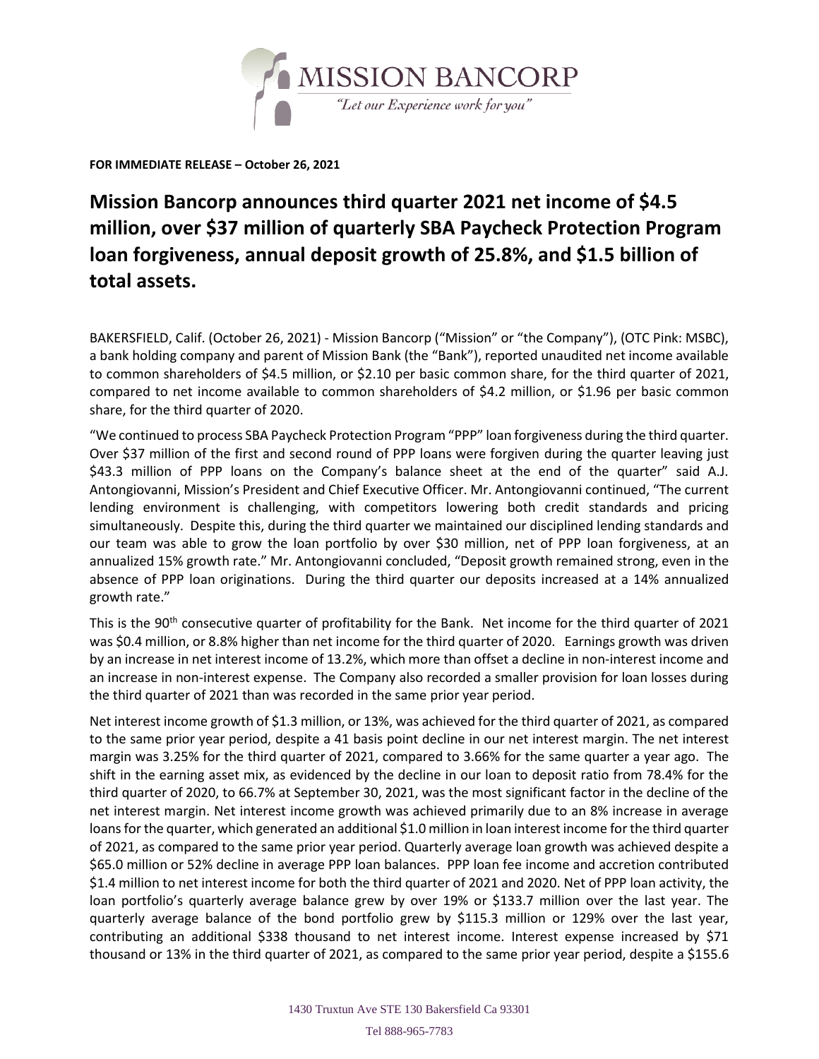MISSION BANCORP

*"Let our Experience work for you"*

**FOR IMMEDIATE RELEASE – October 26, 2021**

# Mission Bancorp announces third quarter 2021 net income of $4.5 million, over $37 million of quarterly SBA Paycheck Protection Program loan forgiveness, annual deposit growth of 25.8%, and $1.5 billion of total assets.

BAKERSFIELD, Calif. (October 26, 2021) - Mission Bancorp ("Mission" or "the Company"), (OTC Pink: MSBC), a bank holding company and parent of Mission Bank (the "Bank"), reported unaudited net income available to common shareholders of $4.5 million, or $2.10 per basic common share, for the third quarter of 2021, compared to net income available to common shareholders of $4.2 million, or $1.96 per basic common share, for the third quarter of 2020.

"We continued to process SBA Paycheck Protection Program "PPP" loan forgiveness during the third quarter. Over $37 million of the first and second round of PPP loans were forgiven during the quarter leaving just $43.3 million of PPP loans on the Company's balance sheet at the end of the quarter" said A.J. Antongiovanni, Mission's President and Chief Executive Officer. Mr. Antongiovanni continued, "The current lending environment is challenging, with competitors lowering both credit standards and pricing simultaneously. Despite this, during the third quarter we maintained our disciplined lending standards and our team was able to grow the loan portfolio by over $30 million, net of PPP loan forgiveness, at an annualized 15% growth rate." Mr. Antongiovanni concluded, "Deposit growth remained strong, even in the absence of PPP loan originations. During the third quarter our deposits increased at a 14% annualized growth rate."

This is the 90th consecutive quarter of profitability for the Bank. Net income for the third quarter of 2021 was $0.4 million, or 8.8% higher than net income for the third quarter of 2020. Earnings growth was driven by an increase in net interest income of 13.2%, which more than offset a decline in non-interest income and an increase in non-interest expense. The Company also recorded a smaller provision for loan losses during the third quarter of 2021 than was recorded in the same prior year period.

Net interest income growth of $1.3 million, or 13%, was achieved for the third quarter of 2021, as compared to the same prior year period, despite a 41 basis point decline in our net interest margin. The net interest margin was 3.25% for the third quarter of 2021, compared to 3.66% for the same quarter a year ago. The shift in the earning asset mix, as evidenced by the decline in our loan to deposit ratio from 78.4% for the third quarter of 2020, to 66.7% at September 30, 2021, was the most significant factor in the decline of the net interest margin. Net interest income growth was achieved primarily due to an 8% increase in average loans for the quarter, which generated an additional $1.0 million in loan interest income for the third quarter of 2021, as compared to the same prior year period. Quarterly average loan growth was achieved despite a $65.0 million or 52% decline in average PPP loan balances. PPP loan fee income and accretion contributed $1.4 million to net interest income for both the third quarter of 2021 and 2020. Net of PPP loan activity, the loan portfolio's quarterly average balance grew by over 19% or $133.7 million over the last year. The quarterly average balance of the bond portfolio grew by $115.3 million or 129% over the last year, contributing an additional $338 thousand to net interest income. Interest expense increased by $71 thousand or 13% in the third quarter of 2021, as compared to the same prior year period, despite a $155.6

1430 Truxtun Ave STE 130 Bakersfield Ca 93301

Tel 888-965-7783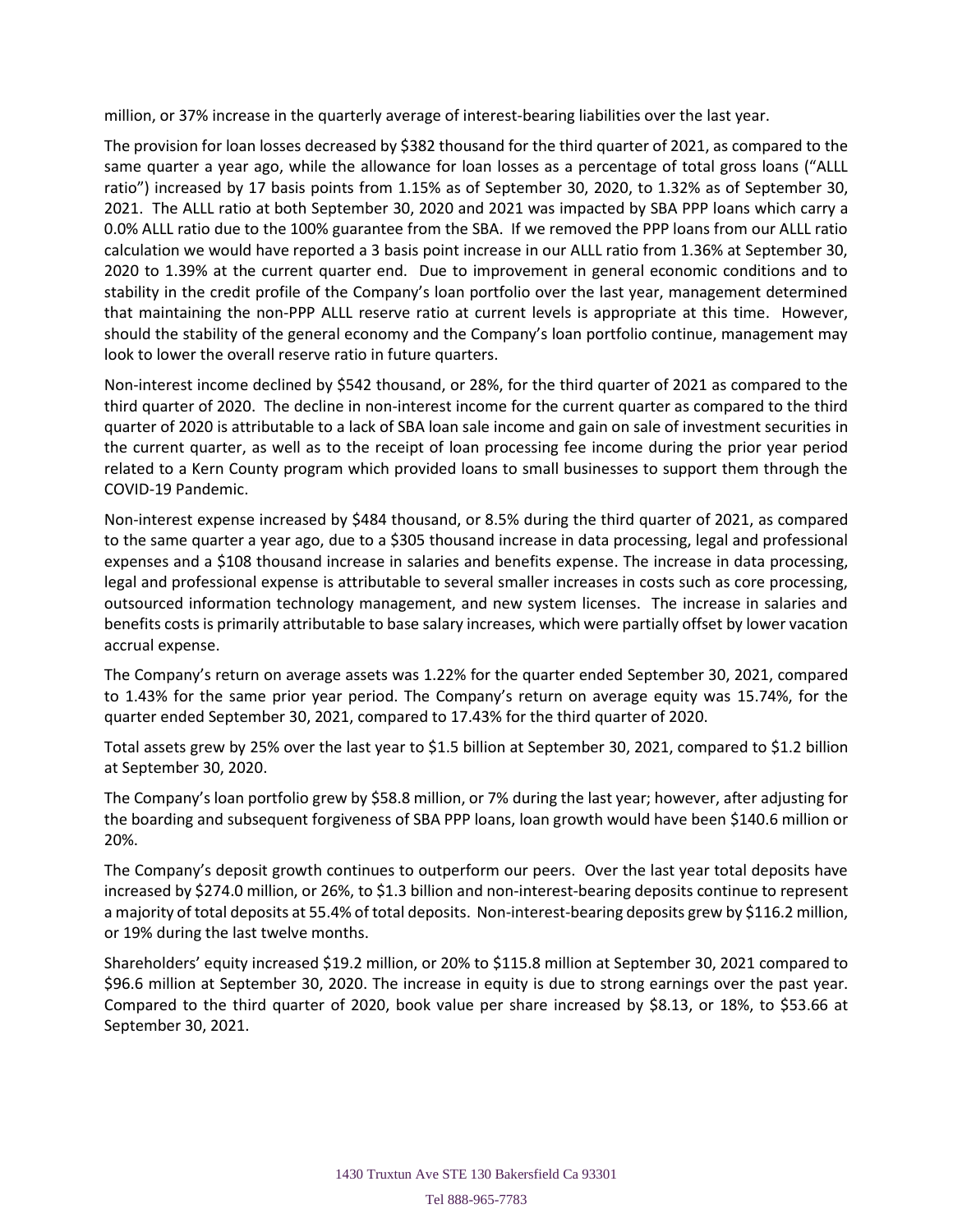million, or 37% increase in the quarterly average of interest-bearing liabilities over the last year.

The provision for loan losses decreased by $382 thousand for the third quarter of 2021, as compared to the same quarter a year ago, while the allowance for loan losses as a percentage of total gross loans ("ALLL ratio") increased by 17 basis points from 1.15% as of September 30, 2020, to 1.32% as of September 30, 2021. The ALLL ratio at both September 30, 2020 and 2021 was impacted by SBA PPP loans which carry a 0.0% ALLL ratio due to the 100% guarantee from the SBA. If we removed the PPP loans from our ALLL ratio calculation we would have reported a 3 basis point increase in our ALLL ratio from 1.36% at September 30, 2020 to 1.39% at the current quarter end. Due to improvement in general economic conditions and to stability in the credit profile of the Company's loan portfolio over the last year, management determined that maintaining the non-PPP ALLL reserve ratio at current levels is appropriate at this time. However, should the stability of the general economy and the Company's loan portfolio continue, management may look to lower the overall reserve ratio in future quarters.

Non-interest income declined by $542 thousand, or 28%, for the third quarter of 2021 as compared to the third quarter of 2020. The decline in non-interest income for the current quarter as compared to the third quarter of 2020 is attributable to a lack of SBA loan sale income and gain on sale of investment securities in the current quarter, as well as to the receipt of loan processing fee income during the prior year period related to a Kern County program which provided loans to small businesses to support them through the COVID-19 Pandemic.

Non-interest expense increased by $484 thousand, or 8.5% during the third quarter of 2021, as compared to the same quarter a year ago, due to a $305 thousand increase in data processing, legal and professional expenses and a $108 thousand increase in salaries and benefits expense. The increase in data processing, legal and professional expense is attributable to several smaller increases in costs such as core processing, outsourced information technology management, and new system licenses. The increase in salaries and benefits costs is primarily attributable to base salary increases, which were partially offset by lower vacation accrual expense.

The Company's return on average assets was 1.22% for the quarter ended September 30, 2021, compared to 1.43% for the same prior year period. The Company's return on average equity was 15.74%, for the quarter ended September 30, 2021, compared to 17.43% for the third quarter of 2020.

Total assets grew by 25% over the last year to $1.5 billion at September 30, 2021, compared to $1.2 billion at September 30, 2020.

The Company's loan portfolio grew by $58.8 million, or 7% during the last year; however, after adjusting for the boarding and subsequent forgiveness of SBA PPP loans, loan growth would have been $140.6 million or 20%.

The Company's deposit growth continues to outperform our peers. Over the last year total deposits have increased by $274.0 million, or 26%, to $1.3 billion and non-interest-bearing deposits continue to represent a majority of total deposits at 55.4% of total deposits. Non-interest-bearing deposits grew by $116.2 million, or 19% during the last twelve months.

Shareholders' equity increased $19.2 million, or 20% to $115.8 million at September 30, 2021 compared to $96.6 million at September 30, 2020. The increase in equity is due to strong earnings over the past year. Compared to the third quarter of 2020, book value per share increased by $8.13, or 18%, to $53.66 at September 30, 2021.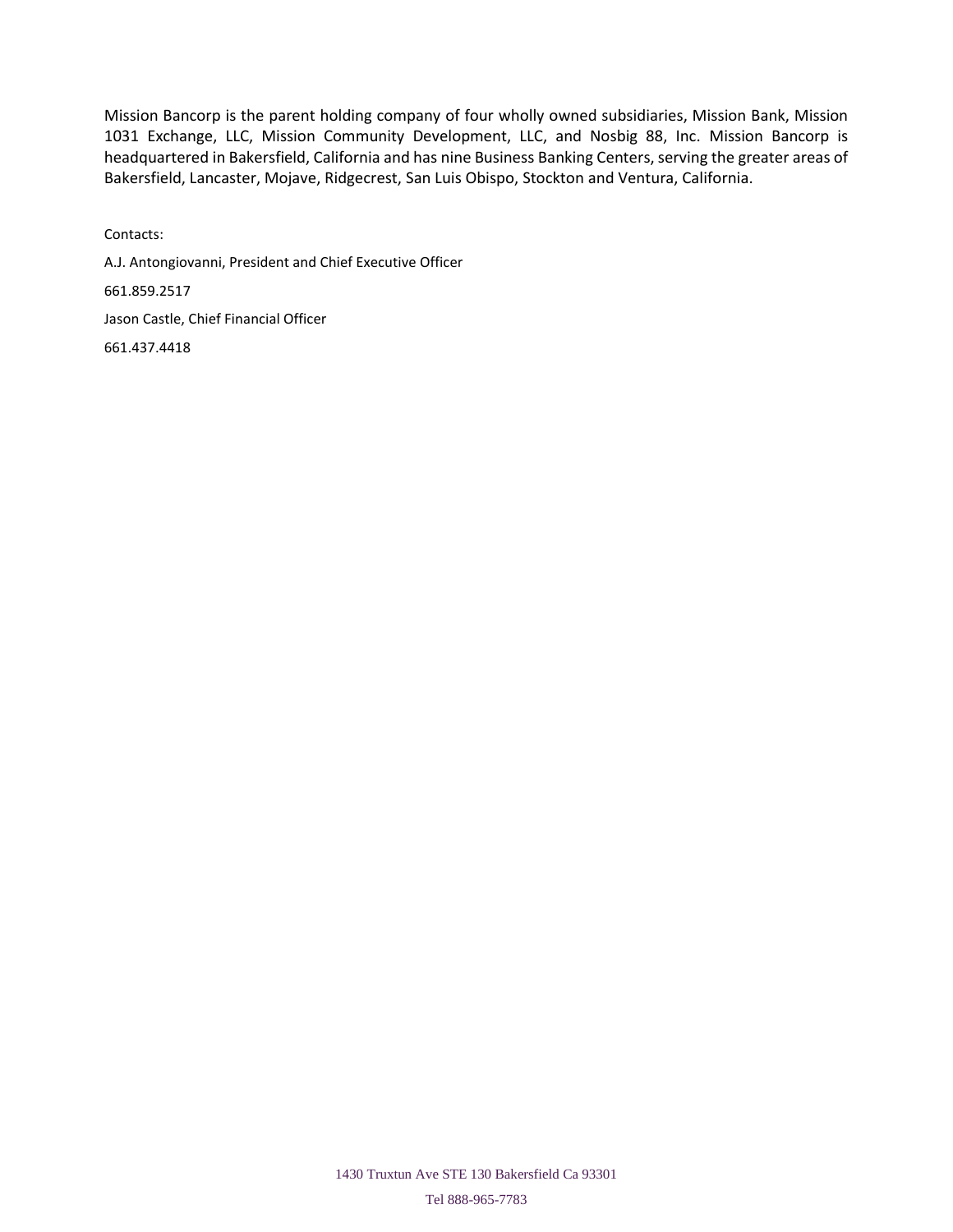Mission Bancorp is the parent holding company of four wholly owned subsidiaries, Mission Bank, Mission 1031 Exchange, LLC, Mission Community Development, LLC, and Nosbig 88, Inc. Mission Bancorp is headquartered in Bakersfield, California and has nine Business Banking Centers, serving the greater areas of Bakersfield, Lancaster, Mojave, Ridgecrest, San Luis Obispo, Stockton and Ventura, California.

Contacts:

A.J. Antongiovanni, President and Chief Executive Officer

661.859.2517

Jason Castle, Chief Financial Officer

661.437.4418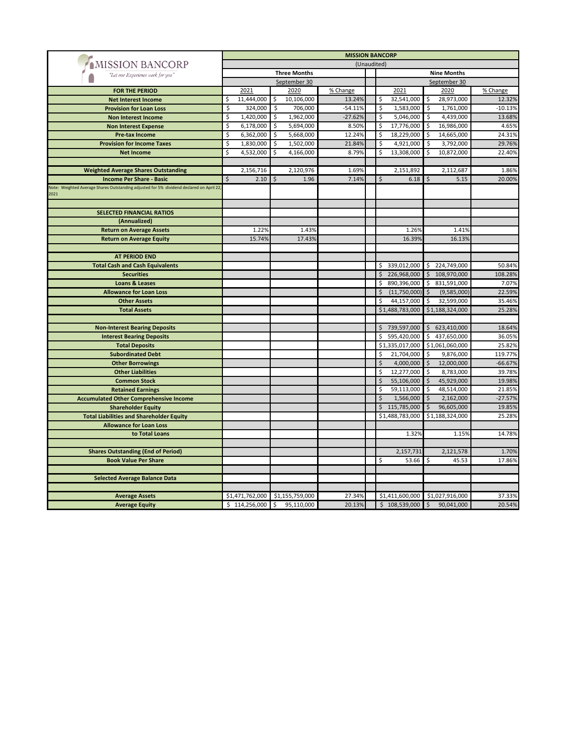MISSION BANCORP

"Let our Experience work for you"

| | MISSION BANCORP | | | | | | |
|---|---|---|---|---|---|---|---|
| | (Unaudited) | | | | | | |
| | Three Months | | | | Nine Months | | |
| | September 30 | | | | September 30 | | |
| **FOR THE PERIOD** | 2021 | 2020 | % Change | | 2021 | 2020 | % Change |
| **Net Interest Income** | $ 11,444,000 | $ 10,106,000 | 13.24% | | $ 32,541,000 | $ 28,973,000 | 12.32% |
| **Provision for Loan Loss** | $ 324,000 | $ 706,000 | -54.11% | | $ 1,583,000 | $ 1,761,000 | -10.13% |
| **Non Interest Income** | $ 1,420,000 | $ 1,962,000 | -27.62% | | $ 5,046,000 | $ 4,439,000 | 13.68% |
| **Non Interest Expense** | $ 6,178,000 | $ 5,694,000 | 8.50% | | $ 17,776,000 | $ 16,986,000 | 4.65% |
| **Pre-tax Income** | $ 6,362,000 | $ 5,668,000 | 12.24% | | $ 18,229,000 | $ 14,665,000 | 24.31% |
| **Provision for Income Taxes** | $ 1,830,000 | $ 1,502,000 | 21.84% | | $ 4,921,000 | $ 3,792,000 | 29.76% |
| **Net Income** | $ 4,532,000 | $ 4,166,000 | 8.79% | | $ 13,308,000 | $ 10,872,000 | 22.40% |
| | | | | | | | |
| **Weighted Average Shares Outstanding** | 2,156,716 | 2,120,976 | 1.69% | | 2,151,892 | 2,112,687 | 1.86% |
| **Income Per Share - Basic** | $ 2.10 | $ 1.96 | 7.14% | | $ 6.18 | $ 5.15 | 20.00% |
| Note: Weighted Average Shares Outstanding adjusted for 5% dividend declared on April 22, 2021 | | | | | | | |
| | | | | | | | |
| **SELECTED FINANCIAL RATIOS** | | | | | | | |
| **(Annualized)** | | | | | | | |
| **Return on Average Assets** | 1.22% | 1.43% | | | 1.26% | 1.41% | |
| **Return on Average Equity** | 15.74% | 17.43% | | | 16.39% | 16.13% | |
| | | | | | | | |
| **AT PERIOD END** | | | | | | | |
| **Total Cash and Cash Equivalents** | | | | | $ 339,012,000 | $ 224,749,000 | 50.84% |
| **Securities** | | | | | $ 226,968,000 | $ 108,970,000 | 108.28% |
| **Loans & Leases** | | | | | $ 890,396,000 | $ 831,591,000 | 7.07% |
| **Allowance for Loan Loss** | | | | | $ (11,750,000) | $ (9,585,000) | 22.59% |
| **Other Assets** | | | | | $ 44,157,000 | $ 32,599,000 | 35.46% |
| **Total Assets** | | | | | $1,488,783,000 | $1,188,324,000 | 25.28% |
| | | | | | | | |
| **Non-Interest Bearing Deposits** | | | | | $ 739,597,000 | $ 623,410,000 | 18.64% |
| **Interest Bearing Deposits** | | | | | $ 595,420,000 | $ 437,650,000 | 36.05% |
| **Total Deposits** | | | | | $1,335,017,000 | $1,061,060,000 | 25.82% |
| **Subordinated Debt** | | | | | $ 21,704,000 | $ 9,876,000 | 119.77% |
| **Other Borrowings** | | | | | $ 4,000,000 | $ 12,000,000 | -66.67% |
| **Other Liabilities** | | | | | $ 12,277,000 | $ 8,783,000 | 39.78% |
| **Common Stock** | | | | | $ 55,106,000 | $ 45,929,000 | 19.98% |
| **Retained Earnings** | | | | | $ 59,113,000 | $ 48,514,000 | 21.85% |
| **Accumulated Other Comprehensive Income** | | | | | $ 1,566,000 | $ 2,162,000 | -27.57% |
| **Shareholder Equity** | | | | | $ 115,785,000 | $ 96,605,000 | 19.85% |
| **Total Liabilities and Shareholder Equity** | | | | | $1,488,783,000 | $1,188,324,000 | 25.28% |
| **Allowance for Loan Loss** | | | | | | | |
| **to Total Loans** | | | | | 1.32% | 1.15% | 14.78% |
| | | | | | | | |
| **Shares Outstanding (End of Period)** | | | | | 2,157,731 | 2,121,578 | 1.70% |
| **Book Value Per Share** | | | | | $ 53.66 | $ 45.53 | 17.86% |
| | | | | | | | |
| **Selected Average Balance Data** | | | | | | | |
| | | | | | | | |
| **Average Assets** | $1,471,762,000 | $1,155,759,000 | 27.34% | | $1,411,600,000 | $1,027,916,000 | 37.33% |
| **Average Equity** | $ 114,256,000 | $ 95,110,000 | 20.13% | | $ 108,539,000 | $ 90,041,000 | 20.54% |